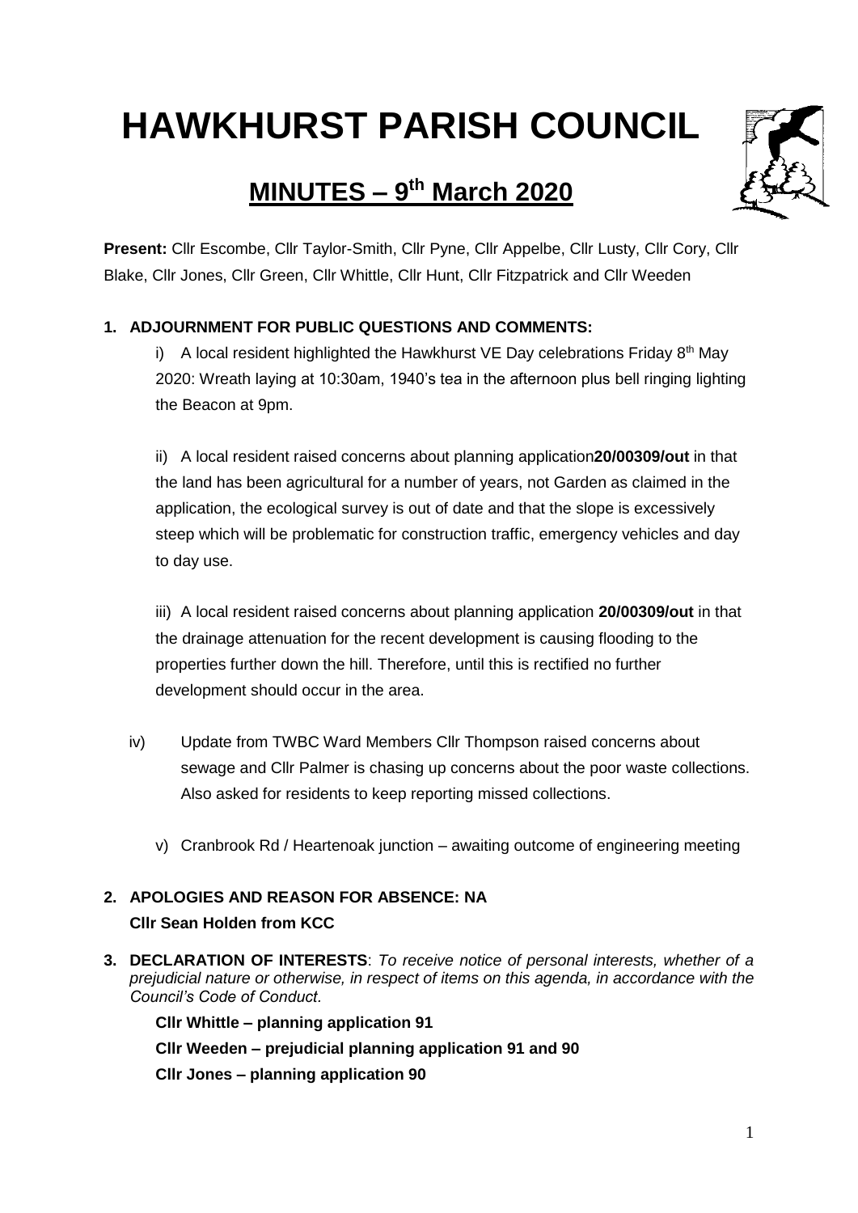# HAWKHURST PARISH COUNCIL

## MINUTES – 9th March 2020

**Present:** Cllr Escombe, Cllr Taylor-Smith, Cllr Pyne, Cllr Appelbe, Cllr Lusty, Cllr Cory, Cllr Blake, Cllr Jones, Cllr Green, Cllr Whittle, Cllr Hunt, Cllr Fitzpatrick and Cllr Weeden

**1. ADJOURNMENT FOR PUBLIC QUESTIONS AND COMMENTS:**

i) A local resident highlighted the Hawkhurst VE Day celebrations Friday 8th May 2020: Wreath laying at 10:30am, 1940's tea in the afternoon plus bell ringing lighting the Beacon at 9pm.

ii) A local resident raised concerns about planning application**20/00309/out** in that the land has been agricultural for a number of years, not Garden as claimed in the application, the ecological survey is out of date and that the slope is excessively steep which will be problematic for construction traffic, emergency vehicles and day to day use.

iii) A local resident raised concerns about planning application **20/00309/out** in that the drainage attenuation for the recent development is causing flooding to the properties further down the hill. Therefore, until this is rectified no further development should occur in the area.

iv) Update from TWBC Ward Members Cllr Thompson raised concerns about sewage and Cllr Palmer is chasing up concerns about the poor waste collections. Also asked for residents to keep reporting missed collections.

v) Cranbrook Rd / Heartenoak junction – awaiting outcome of engineering meeting

**2. APOLOGIES AND REASON FOR ABSENCE: NA**

**Cllr Sean Holden from KCC**

**3. DECLARATION OF INTERESTS**: *To receive notice of personal interests, whether of a prejudicial nature or otherwise, in respect of items on this agenda, in accordance with the Council's Code of Conduct.*

**Cllr Whittle – planning application 91**

**Cllr Weeden – prejudicial planning application 91 and 90**

**Cllr Jones – planning application 90**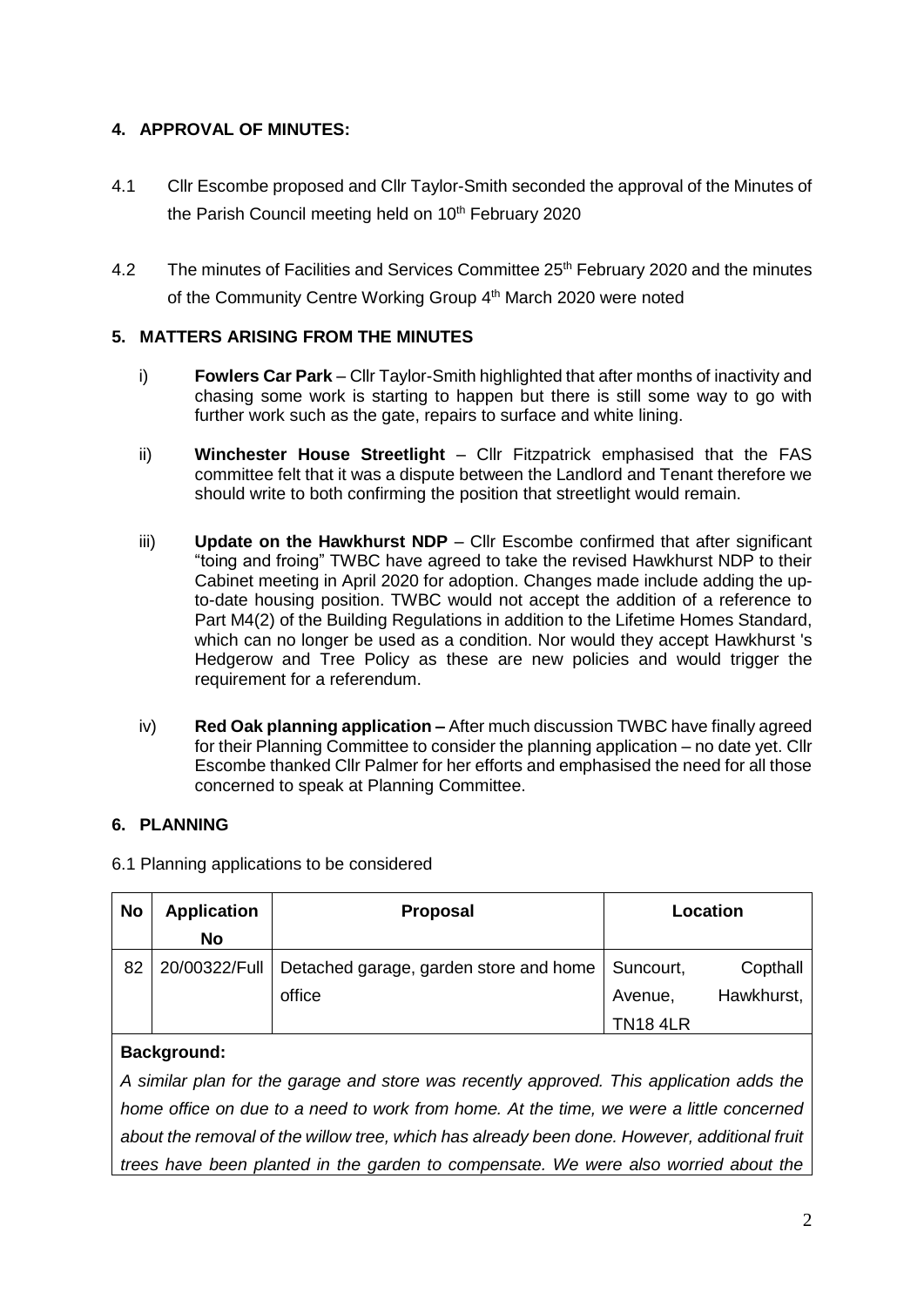## 4. APPROVAL OF MINUTES:

4.1 Cllr Escombe proposed and Cllr Taylor-Smith seconded the approval of the Minutes of the Parish Council meeting held on 10th February 2020

4.2 The minutes of Facilities and Services Committee 25th February 2020 and the minutes of the Community Centre Working Group 4th March 2020 were noted

## 5. MATTERS ARISING FROM THE MINUTES

i) **Fowlers Car Park** – Cllr Taylor-Smith highlighted that after months of inactivity and chasing some work is starting to happen but there is still some way to go with further work such as the gate, repairs to surface and white lining.

ii) **Winchester House Streetlight** – Cllr Fitzpatrick emphasised that the FAS committee felt that it was a dispute between the Landlord and Tenant therefore we should write to both confirming the position that streetlight would remain.

iii) **Update on the Hawkhurst NDP** – Cllr Escombe confirmed that after significant "toing and froing" TWBC have agreed to take the revised Hawkhurst NDP to their Cabinet meeting in April 2020 for adoption. Changes made include adding the up-to-date housing position. TWBC would not accept the addition of a reference to Part M4(2) of the Building Regulations in addition to the Lifetime Homes Standard, which can no longer be used as a condition. Nor would they accept Hawkhurst 's Hedgerow and Tree Policy as these are new policies and would trigger the requirement for a referendum.

iv) **Red Oak planning application –** After much discussion TWBC have finally agreed for their Planning Committee to consider the planning application – no date yet. Cllr Escombe thanked Cllr Palmer for her efforts and emphasised the need for all those concerned to speak at Planning Committee.

## 6. PLANNING

6.1 Planning applications to be considered

| No | Application No | Proposal | Location |
|---|---|---|---|
| 82 | 20/00322/Full | Detached garage, garden store and home office | Suncourt, Copthall Avenue, Hawkhurst, TN18 4LR |

**Background:**

*A similar plan for the garage and store was recently approved. This application adds the home office on due to a need to work from home. At the time, we were a little concerned about the removal of the willow tree, which has already been done. However, additional fruit trees have been planted in the garden to compensate. We were also worried about the*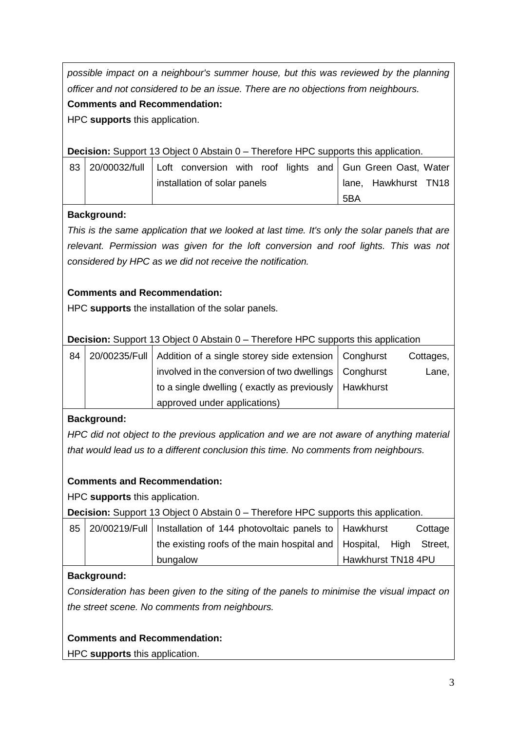*possible impact on a neighbour's summer house, but this was reviewed by the planning officer and not considered to be an issue. There are no objections from neighbours.*

**Comments and Recommendation:**

HPC **supports** this application.

**Decision:** Support 13 Object 0 Abstain 0 – Therefore HPC supports this application.

| 83 | 20/00032/full | Loft conversion with roof lights and installation of solar panels | Gun Green Oast, Water lane, Hawkhurst TN18 5BA |
|---|---|---|---|

**Background:**

*This is the same application that we looked at last time. It's only the solar panels that are relevant. Permission was given for the loft conversion and roof lights. This was not considered by HPC as we did not receive the notification.*

**Comments and Recommendation:**

HPC **supports** the installation of the solar panels.

**Decision:** Support 13 Object 0 Abstain 0 – Therefore HPC supports this application

| 84 | 20/00235/Full | Addition of a single storey side extension involved in the conversion of two dwellings to a single dwelling ( exactly as previously approved under applications) | Conghurst Cottages, Conghurst Lane, Hawkhurst |
|---|---|---|---|

**Background:**

*HPC did not object to the previous application and we are not aware of anything material that would lead us to a different conclusion this time. No comments from neighbours.*

**Comments and Recommendation:**

HPC **supports** this application.

**Decision:** Support 13 Object 0 Abstain 0 – Therefore HPC supports this application.

| 85 | 20/00219/Full | Installation of 144 photovoltaic panels to the existing roofs of the main hospital and bungalow | Hawkhurst Cottage Hospital, High Street, Hawkhurst TN18 4PU |
|---|---|---|---|

**Background:**

*Consideration has been given to the siting of the panels to minimise the visual impact on the street scene. No comments from neighbours.*

**Comments and Recommendation:**

HPC **supports** this application.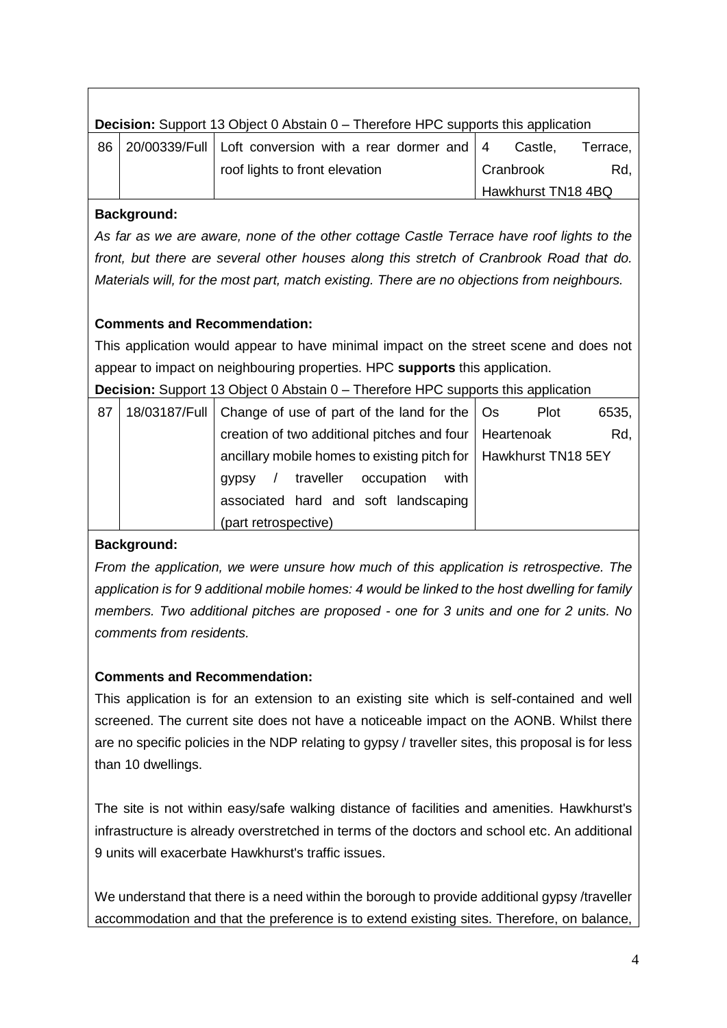**Decision:** Support 13 Object 0 Abstain 0 – Therefore HPC supports this application

| 86 | 20/00339/Full | Loft conversion with a rear dormer and roof lights to front elevation | 4 Castle, Terrace, Cranbrook Rd, Hawkhurst TN18 4BQ |
|---|---|---|---|

**Background:**

*As far as we are aware, none of the other cottage Castle Terrace have roof lights to the front, but there are several other houses along this stretch of Cranbrook Road that do. Materials will, for the most part, match existing. There are no objections from neighbours.*

**Comments and Recommendation:**

This application would appear to have minimal impact on the street scene and does not appear to impact on neighbouring properties. HPC **supports** this application.

**Decision:** Support 13 Object 0 Abstain 0 – Therefore HPC supports this application

| 87 | 18/03187/Full | Change of use of part of the land for the creation of two additional pitches and four ancillary mobile homes to existing pitch for gypsy / traveller occupation with associated hard and soft landscaping (part retrospective) | Os Plot 6535, Heartenoak Rd, Hawkhurst TN18 5EY |
|---|---|---|---|

**Background:**

*From the application, we were unsure how much of this application is retrospective. The application is for 9 additional mobile homes: 4 would be linked to the host dwelling for family members. Two additional pitches are proposed - one for 3 units and one for 2 units. No comments from residents.*

**Comments and Recommendation:**

This application is for an extension to an existing site which is self-contained and well screened. The current site does not have a noticeable impact on the AONB. Whilst there are no specific policies in the NDP relating to gypsy / traveller sites, this proposal is for less than 10 dwellings.

The site is not within easy/safe walking distance of facilities and amenities. Hawkhurst's infrastructure is already overstretched in terms of the doctors and school etc. An additional 9 units will exacerbate Hawkhurst's traffic issues.

We understand that there is a need within the borough to provide additional gypsy /traveller accommodation and that the preference is to extend existing sites. Therefore, on balance,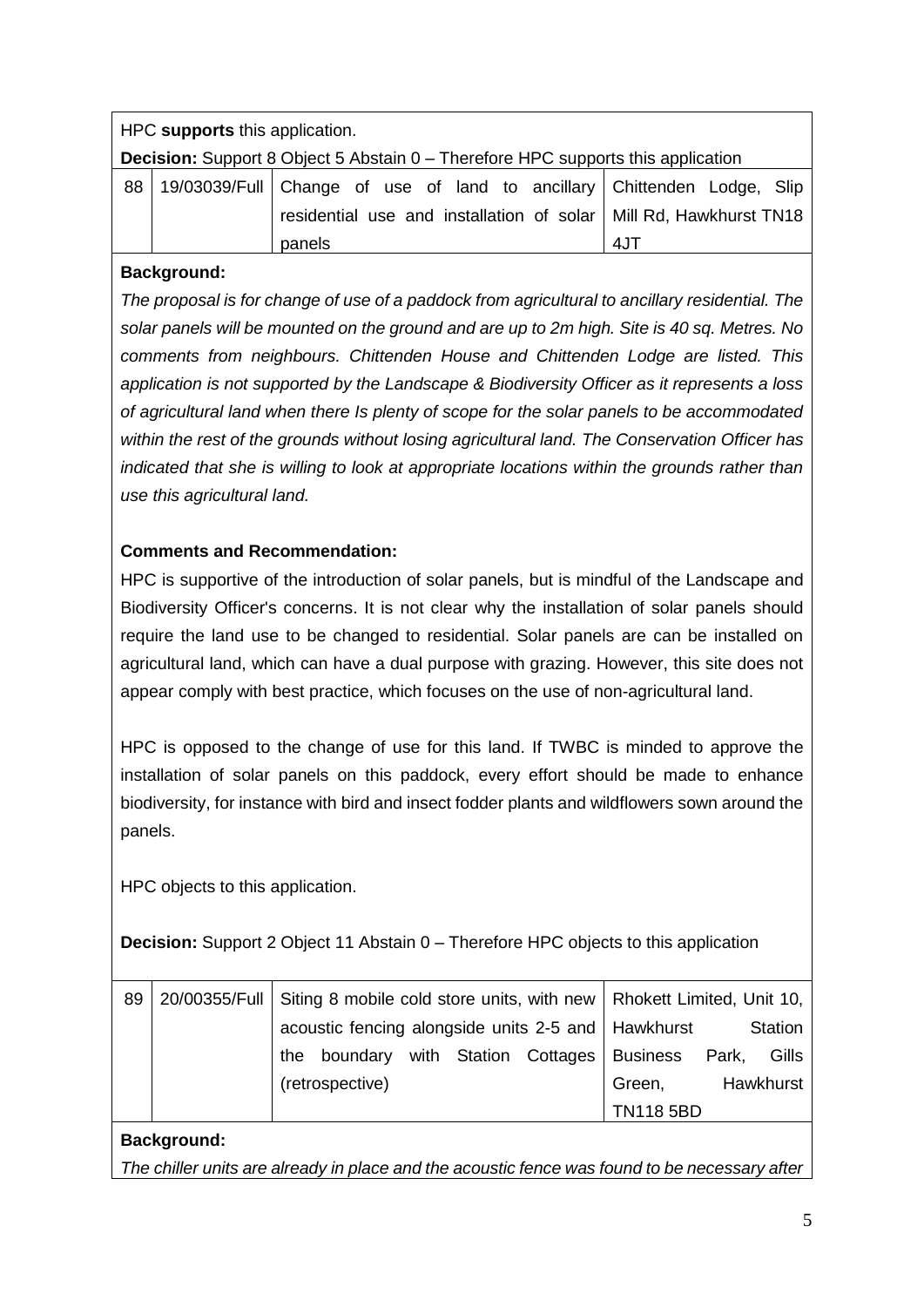HPC **supports** this application.

**Decision:** Support 8 Object 5 Abstain 0 – Therefore HPC supports this application

| 88 | 19/03039/Full | Change of use of land to ancillary residential use and installation of solar panels | Chittenden Lodge, Slip Mill Rd, Hawkhurst TN18 4JT |
|---|---|---|---|

**Background:**

*The proposal is for change of use of a paddock from agricultural to ancillary residential. The solar panels will be mounted on the ground and are up to 2m high. Site is 40 sq. Metres. No comments from neighbours. Chittenden House and Chittenden Lodge are listed. This application is not supported by the Landscape & Biodiversity Officer as it represents a loss of agricultural land when there Is plenty of scope for the solar panels to be accommodated within the rest of the grounds without losing agricultural land. The Conservation Officer has indicated that she is willing to look at appropriate locations within the grounds rather than use this agricultural land.*

**Comments and Recommendation:**

HPC is supportive of the introduction of solar panels, but is mindful of the Landscape and Biodiversity Officer's concerns. It is not clear why the installation of solar panels should require the land use to be changed to residential. Solar panels are can be installed on agricultural land, which can have a dual purpose with grazing. However, this site does not appear comply with best practice, which focuses on the use of non-agricultural land.

HPC is opposed to the change of use for this land. If TWBC is minded to approve the installation of solar panels on this paddock, every effort should be made to enhance biodiversity, for instance with bird and insect fodder plants and wildflowers sown around the panels.

HPC objects to this application.

**Decision:** Support 2 Object 11 Abstain 0 – Therefore HPC objects to this application

| 89 | 20/00355/Full | Siting 8 mobile cold store units, with new acoustic fencing alongside units 2-5 and the boundary with Station Cottages (retrospective) | Rhokett Limited, Unit 10, Hawkhurst Station Business Park, Gills Green, Hawkhurst TN118 5BD |
|---|---|---|---|

**Background:**

*The chiller units are already in place and the acoustic fence was found to be necessary after*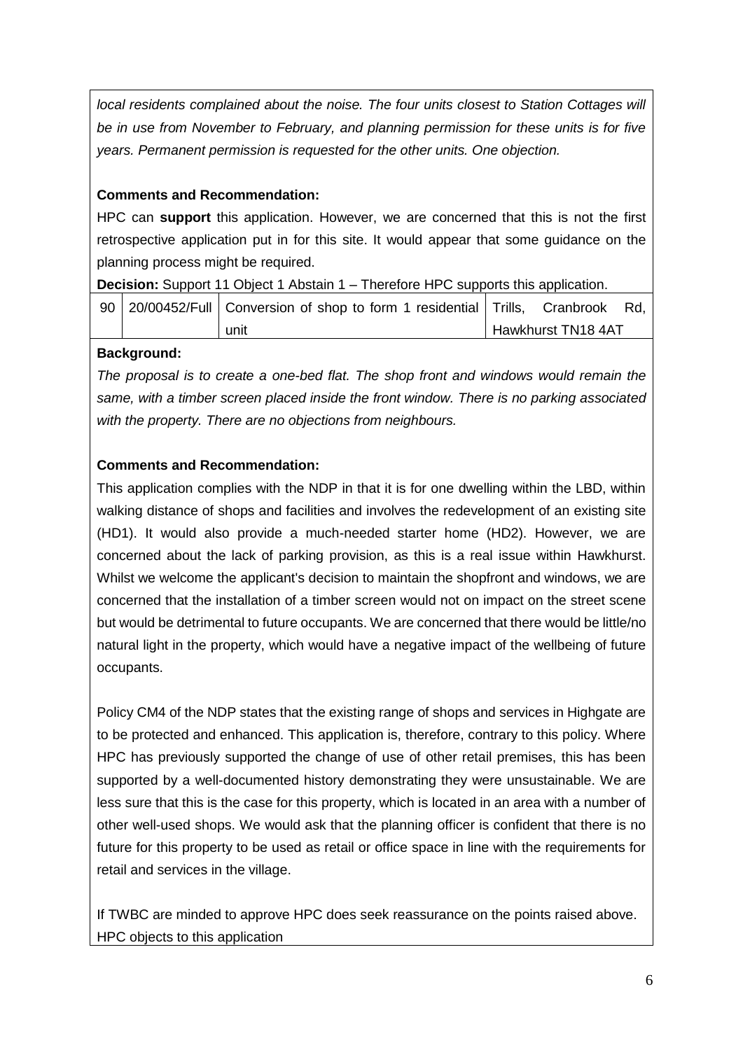*local residents complained about the noise. The four units closest to Station Cottages will be in use from November to February, and planning permission for these units is for five years. Permanent permission is requested for the other units. One objection.*

**Comments and Recommendation:**

HPC can **support** this application. However, we are concerned that this is not the first retrospective application put in for this site. It would appear that some guidance on the planning process might be required.

**Decision:** Support 11 Object 1 Abstain 1 – Therefore HPC supports this application.

| 90 | 20/00452/Full | Conversion of shop to form 1 residential unit | Trills, Cranbrook Rd, Hawkhurst TN18 4AT |
|---|---|---|---|

**Background:**

*The proposal is to create a one-bed flat. The shop front and windows would remain the same, with a timber screen placed inside the front window. There is no parking associated with the property. There are no objections from neighbours.*

**Comments and Recommendation:**

This application complies with the NDP in that it is for one dwelling within the LBD, within walking distance of shops and facilities and involves the redevelopment of an existing site (HD1). It would also provide a much-needed starter home (HD2). However, we are concerned about the lack of parking provision, as this is a real issue within Hawkhurst. Whilst we welcome the applicant's decision to maintain the shopfront and windows, we are concerned that the installation of a timber screen would not on impact on the street scene but would be detrimental to future occupants. We are concerned that there would be little/no natural light in the property, which would have a negative impact of the wellbeing of future occupants.

Policy CM4 of the NDP states that the existing range of shops and services in Highgate are to be protected and enhanced. This application is, therefore, contrary to this policy. Where HPC has previously supported the change of use of other retail premises, this has been supported by a well-documented history demonstrating they were unsustainable. We are less sure that this is the case for this property, which is located in an area with a number of other well-used shops. We would ask that the planning officer is confident that there is no future for this property to be used as retail or office space in line with the requirements for retail and services in the village.

If TWBC are minded to approve HPC does seek reassurance on the points raised above.
HPC objects to this application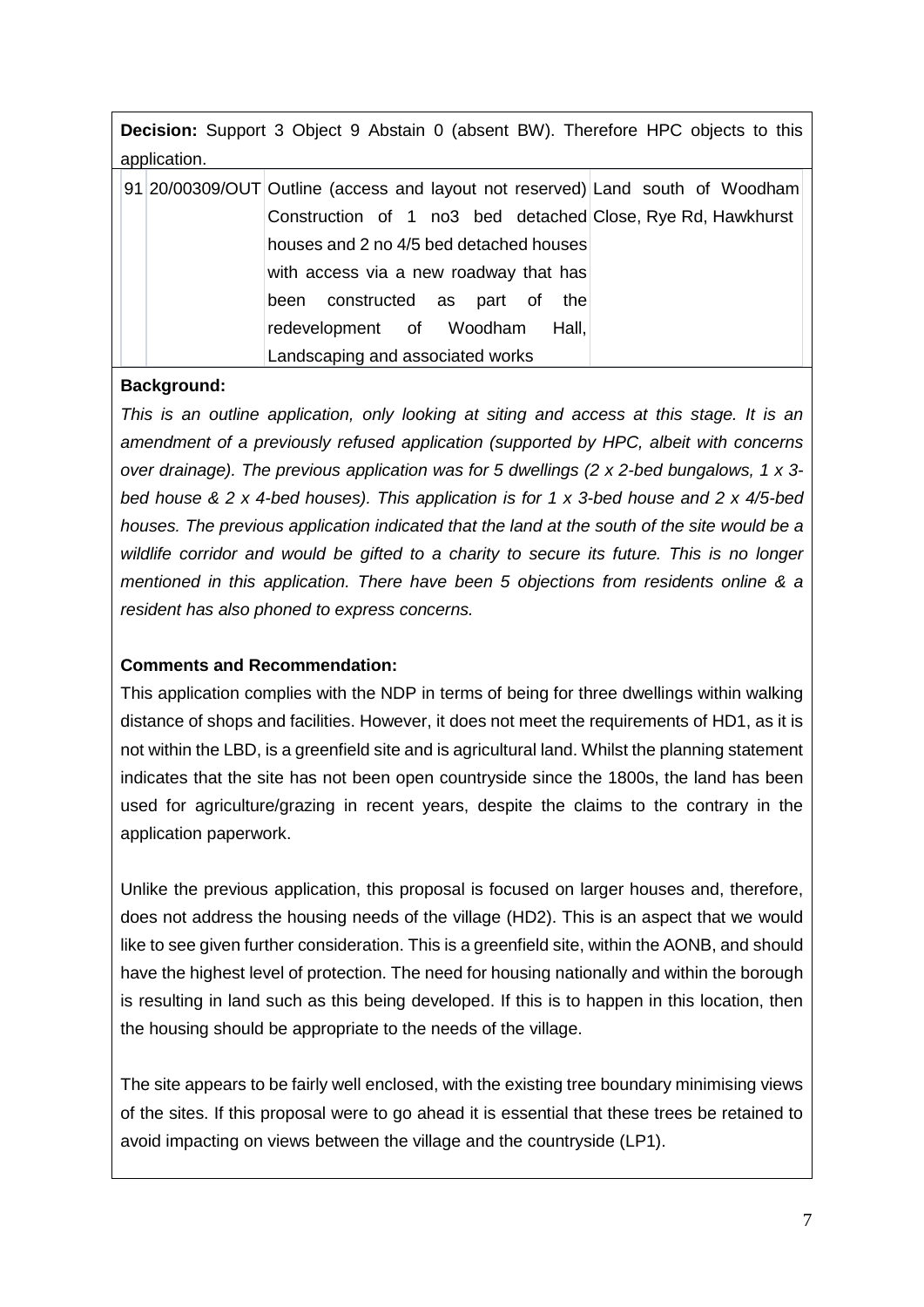**Decision:** Support 3 Object 9 Abstain 0 (absent BW). Therefore HPC objects to this application.

| 91 | 20/00309/OUT | Outline (access and layout not reserved) Construction of 1 no3 bed detached houses and 2 no 4/5 bed detached houses with access via a new roadway that has been constructed as part of the redevelopment of Woodham Hall, Landscaping and associated works | Land south of Woodham Close, Rye Rd, Hawkhurst |
|---|---|---|---|

**Background:**

*This is an outline application, only looking at siting and access at this stage. It is an amendment of a previously refused application (supported by HPC, albeit with concerns over drainage). The previous application was for 5 dwellings (2 x 2-bed bungalows, 1 x 3-bed house & 2 x 4-bed houses). This application is for 1 x 3-bed house and 2 x 4/5-bed houses. The previous application indicated that the land at the south of the site would be a wildlife corridor and would be gifted to a charity to secure its future. This is no longer mentioned in this application. There have been 5 objections from residents online & a resident has also phoned to express concerns.*

**Comments and Recommendation:**

This application complies with the NDP in terms of being for three dwellings within walking distance of shops and facilities. However, it does not meet the requirements of HD1, as it is not within the LBD, is a greenfield site and is agricultural land. Whilst the planning statement indicates that the site has not been open countryside since the 1800s, the land has been used for agriculture/grazing in recent years, despite the claims to the contrary in the application paperwork.

Unlike the previous application, this proposal is focused on larger houses and, therefore, does not address the housing needs of the village (HD2). This is an aspect that we would like to see given further consideration. This is a greenfield site, within the AONB, and should have the highest level of protection. The need for housing nationally and within the borough is resulting in land such as this being developed. If this is to happen in this location, then the housing should be appropriate to the needs of the village.

The site appears to be fairly well enclosed, with the existing tree boundary minimising views of the sites. If this proposal were to go ahead it is essential that these trees be retained to avoid impacting on views between the village and the countryside (LP1).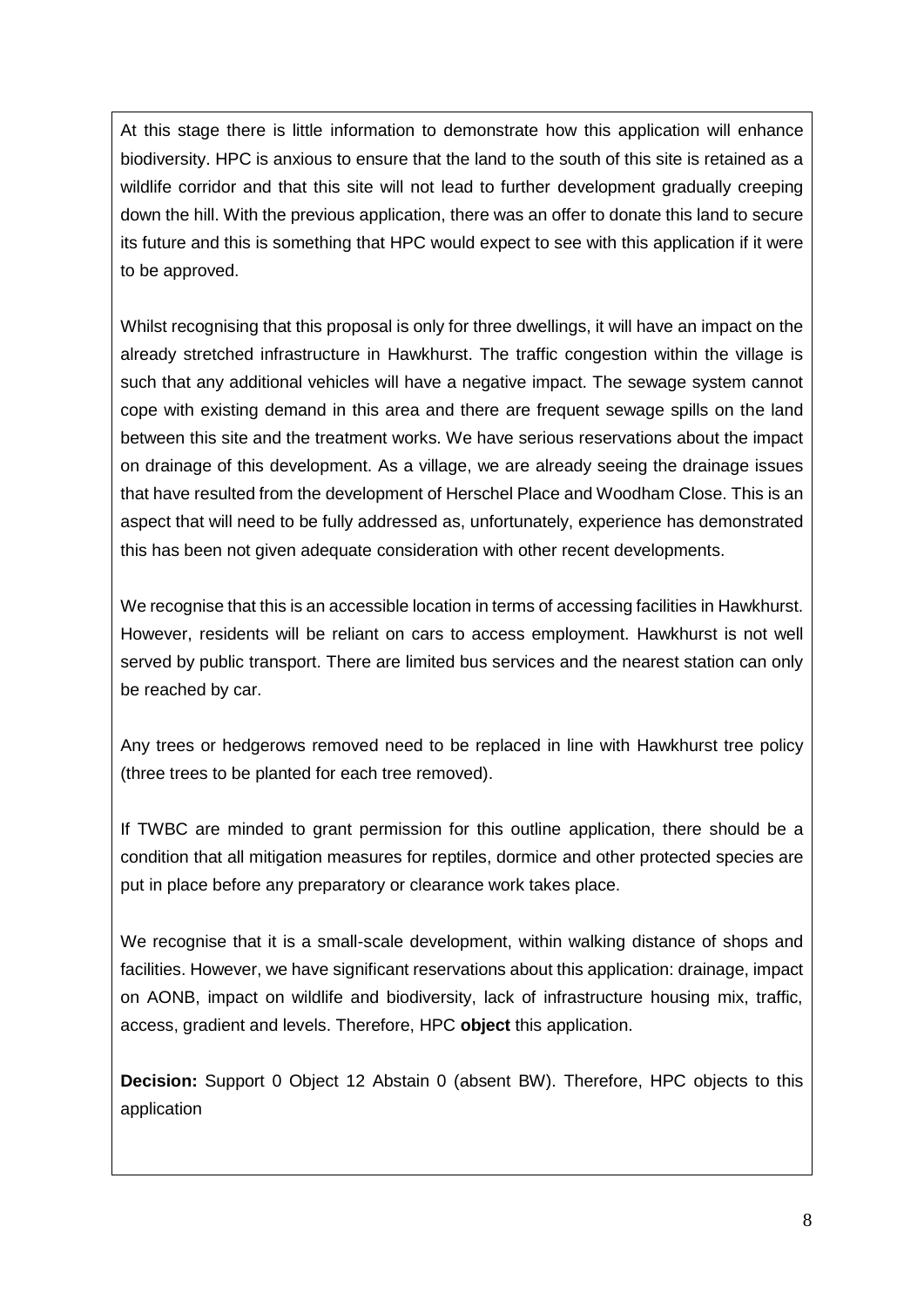At this stage there is little information to demonstrate how this application will enhance biodiversity. HPC is anxious to ensure that the land to the south of this site is retained as a wildlife corridor and that this site will not lead to further development gradually creeping down the hill. With the previous application, there was an offer to donate this land to secure its future and this is something that HPC would expect to see with this application if it were to be approved.

Whilst recognising that this proposal is only for three dwellings, it will have an impact on the already stretched infrastructure in Hawkhurst. The traffic congestion within the village is such that any additional vehicles will have a negative impact. The sewage system cannot cope with existing demand in this area and there are frequent sewage spills on the land between this site and the treatment works. We have serious reservations about the impact on drainage of this development. As a village, we are already seeing the drainage issues that have resulted from the development of Herschel Place and Woodham Close. This is an aspect that will need to be fully addressed as, unfortunately, experience has demonstrated this has been not given adequate consideration with other recent developments.

We recognise that this is an accessible location in terms of accessing facilities in Hawkhurst. However, residents will be reliant on cars to access employment. Hawkhurst is not well served by public transport. There are limited bus services and the nearest station can only be reached by car.

Any trees or hedgerows removed need to be replaced in line with Hawkhurst tree policy (three trees to be planted for each tree removed).

If TWBC are minded to grant permission for this outline application, there should be a condition that all mitigation measures for reptiles, dormice and other protected species are put in place before any preparatory or clearance work takes place.

We recognise that it is a small-scale development, within walking distance of shops and facilities. However, we have significant reservations about this application: drainage, impact on AONB, impact on wildlife and biodiversity, lack of infrastructure housing mix, traffic, access, gradient and levels. Therefore, HPC **object** this application.

**Decision:** Support 0 Object 12 Abstain 0 (absent BW). Therefore, HPC objects to this application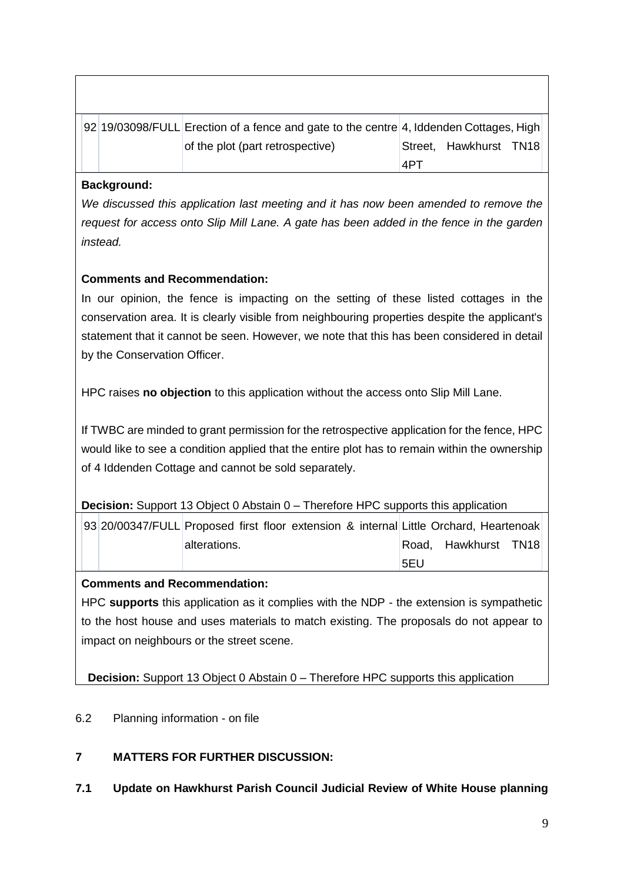| 92 | 19/03098/FULL | Erection of a fence and gate to the centre of the plot (part retrospective) | 4, Iddenden Cottages, High Street, Hawkhurst TN18 4PT |
|---|---|---|---|

**Background:**

*We discussed this application last meeting and it has now been amended to remove the request for access onto Slip Mill Lane. A gate has been added in the fence in the garden instead.*

**Comments and Recommendation:**

In our opinion, the fence is impacting on the setting of these listed cottages in the conservation area. It is clearly visible from neighbouring properties despite the applicant's statement that it cannot be seen. However, we note that this has been considered in detail by the Conservation Officer.

HPC raises **no objection** to this application without the access onto Slip Mill Lane.

If TWBC are minded to grant permission for the retrospective application for the fence, HPC would like to see a condition applied that the entire plot has to remain within the ownership of 4 Iddenden Cottage and cannot be sold separately.

**Decision:** Support 13 Object 0 Abstain 0 – Therefore HPC supports this application

| 93 | 20/00347/FULL | Proposed first floor extension & internal alterations. | Little Orchard, Heartenoak Road, Hawkhurst TN18 5EU |
|---|---|---|---|

**Comments and Recommendation:**

HPC **supports** this application as it complies with the NDP - the extension is sympathetic to the host house and uses materials to match existing. The proposals do not appear to impact on neighbours or the street scene.

**Decision:** Support 13 Object 0 Abstain 0 – Therefore HPC supports this application

6.2 Planning information - on file

## 7 MATTERS FOR FURTHER DISCUSSION:

### 7.1 Update on Hawkhurst Parish Council Judicial Review of White House planning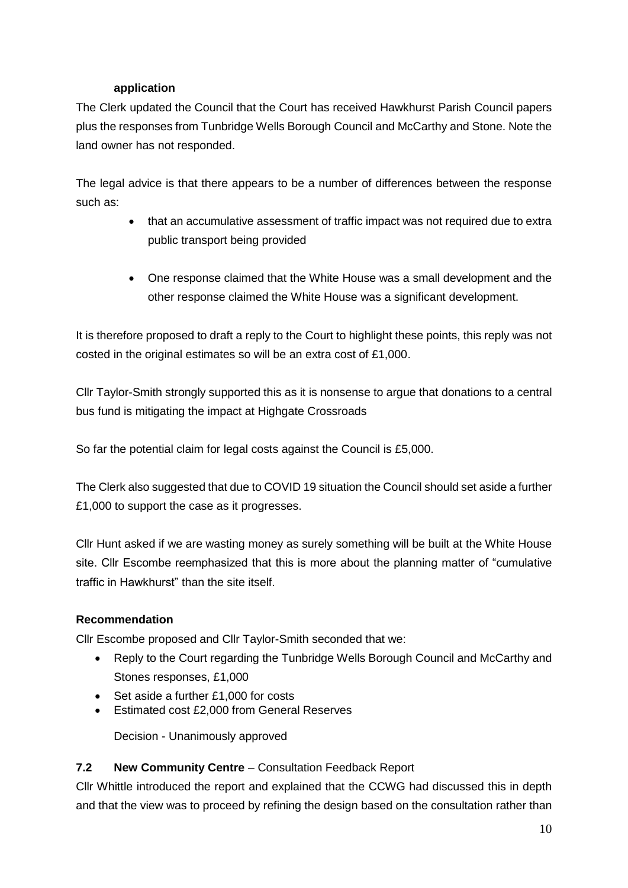**application**

The Clerk updated the Council that the Court has received Hawkhurst Parish Council papers plus the responses from Tunbridge Wells Borough Council and McCarthy and Stone. Note the land owner has not responded.

The legal advice is that there appears to be a number of differences between the response such as:

- that an accumulative assessment of traffic impact was not required due to extra public transport being provided
- One response claimed that the White House was a small development and the other response claimed the White House was a significant development.

It is therefore proposed to draft a reply to the Court to highlight these points, this reply was not costed in the original estimates so will be an extra cost of £1,000.

Cllr Taylor-Smith strongly supported this as it is nonsense to argue that donations to a central bus fund is mitigating the impact at Highgate Crossroads

So far the potential claim for legal costs against the Council is £5,000.

The Clerk also suggested that due to COVID 19 situation the Council should set aside a further £1,000 to support the case as it progresses.

Cllr Hunt asked if we are wasting money as surely something will be built at the White House site. Cllr Escombe reemphasized that this is more about the planning matter of "cumulative traffic in Hawkhurst" than the site itself.

**Recommendation**

Cllr Escombe proposed and Cllr Taylor-Smith seconded that we:

- Reply to the Court regarding the Tunbridge Wells Borough Council and McCarthy and Stones responses, £1,000
- Set aside a further £1,000 for costs
- Estimated cost £2,000 from General Reserves

Decision - Unanimously approved

**7.2 New Community Centre** – Consultation Feedback Report

Cllr Whittle introduced the report and explained that the CCWG had discussed this in depth and that the view was to proceed by refining the design based on the consultation rather than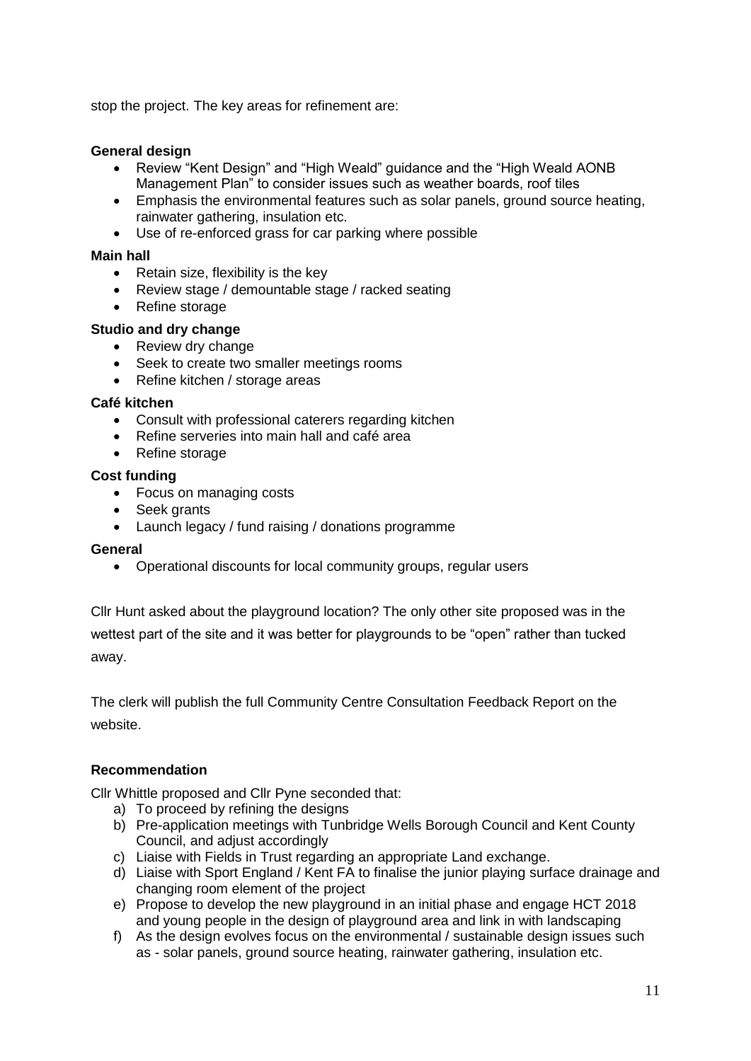stop the project. The key areas for refinement are:

**General design**

- Review "Kent Design" and "High Weald" guidance and the "High Weald AONB Management Plan" to consider issues such as weather boards, roof tiles
- Emphasis the environmental features such as solar panels, ground source heating, rainwater gathering, insulation etc.
- Use of re-enforced grass for car parking where possible

**Main hall**

- Retain size, flexibility is the key
- Review stage / demountable stage / racked seating
- Refine storage

**Studio and dry change**

- Review dry change
- Seek to create two smaller meetings rooms
- Refine kitchen / storage areas

**Café kitchen**

- Consult with professional caterers regarding kitchen
- Refine serveries into main hall and café area
- Refine storage

**Cost funding**

- Focus on managing costs
- Seek grants
- Launch legacy / fund raising / donations programme

**General**

- Operational discounts for local community groups, regular users

Cllr Hunt asked about the playground location? The only other site proposed was in the wettest part of the site and it was better for playgrounds to be "open" rather than tucked away.

The clerk will publish the full Community Centre Consultation Feedback Report on the website.

**Recommendation**

Cllr Whittle proposed and Cllr Pyne seconded that:

a) To proceed by refining the designs
b) Pre-application meetings with Tunbridge Wells Borough Council and Kent County Council, and adjust accordingly
c) Liaise with Fields in Trust regarding an appropriate Land exchange.
d) Liaise with Sport England / Kent FA to finalise the junior playing surface drainage and changing room element of the project
e) Propose to develop the new playground in an initial phase and engage HCT 2018 and young people in the design of playground area and link in with landscaping
f) As the design evolves focus on the environmental / sustainable design issues such as - solar panels, ground source heating, rainwater gathering, insulation etc.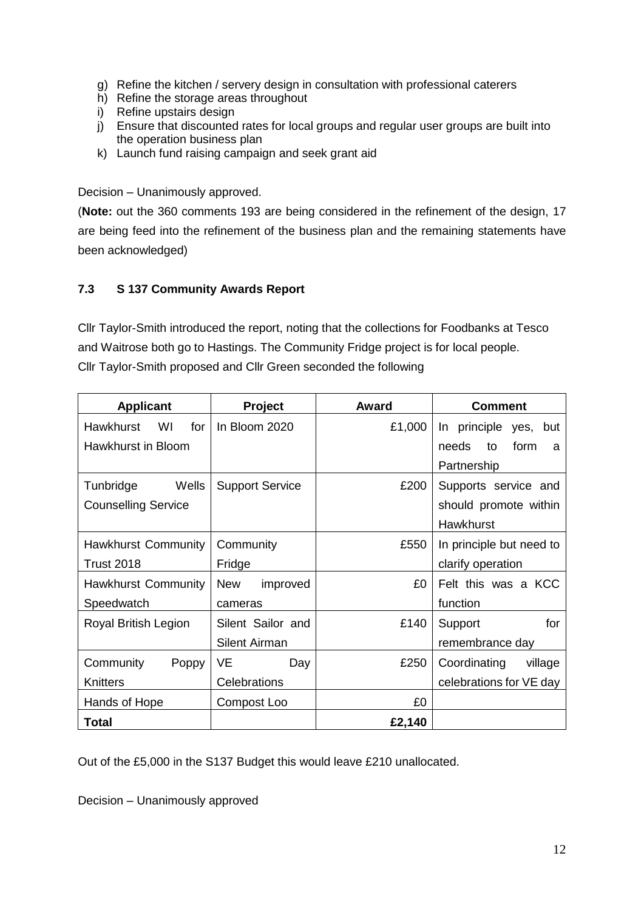g) Refine the kitchen / servery design in consultation with professional caterers
h) Refine the storage areas throughout
i) Refine upstairs design
j) Ensure that discounted rates for local groups and regular user groups are built into the operation business plan
k) Launch fund raising campaign and seek grant aid

Decision – Unanimously approved.

(**Note:** out the 360 comments 193 are being considered in the refinement of the design, 17 are being feed into the refinement of the business plan and the remaining statements have been acknowledged)

### 7.3 S 137 Community Awards Report

Cllr Taylor-Smith introduced the report, noting that the collections for Foodbanks at Tesco and Waitrose both go to Hastings. The Community Fridge project is for local people.
Cllr Taylor-Smith proposed and Cllr Green seconded the following

| Applicant | Project | Award | Comment |
|---|---|---|---|
| Hawkhurst WI for Hawkhurst in Bloom | In Bloom 2020 | £1,000 | In principle yes, but needs to form a Partnership |
| Tunbridge Wells Counselling Service | Support Service | £200 | Supports service and should promote within Hawkhurst |
| Hawkhurst Community Trust 2018 | Community Fridge | £550 | In principle but need to clarify operation |
| Hawkhurst Community Speedwatch | New improved cameras | £0 | Felt this was a KCC function |
| Royal British Legion | Silent Sailor and Silent Airman | £140 | Support for remembrance day |
| Community Poppy Knitters | VE Day Celebrations | £250 | Coordinating village celebrations for VE day |
| Hands of Hope | Compost Loo | £0 | |
| **Total** | | **£2,140** | |

Out of the £5,000 in the S137 Budget this would leave £210 unallocated.

Decision – Unanimously approved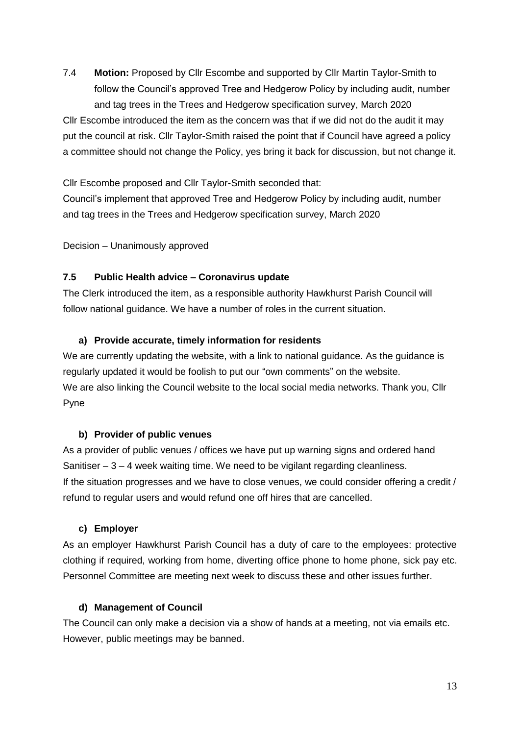7.4 **Motion:** Proposed by Cllr Escombe and supported by Cllr Martin Taylor-Smith to follow the Council's approved Tree and Hedgerow Policy by including audit, number and tag trees in the Trees and Hedgerow specification survey, March 2020

Cllr Escombe introduced the item as the concern was that if we did not do the audit it may put the council at risk. Cllr Taylor-Smith raised the point that if Council have agreed a policy a committee should not change the Policy, yes bring it back for discussion, but not change it.

Cllr Escombe proposed and Cllr Taylor-Smith seconded that:

Council's implement that approved Tree and Hedgerow Policy by including audit, number and tag trees in the Trees and Hedgerow specification survey, March 2020

Decision – Unanimously approved

**7.5 Public Health advice – Coronavirus update**

The Clerk introduced the item, as a responsible authority Hawkhurst Parish Council will follow national guidance. We have a number of roles in the current situation.

**a) Provide accurate, timely information for residents**

We are currently updating the website, with a link to national guidance. As the guidance is regularly updated it would be foolish to put our "own comments" on the website.

We are also linking the Council website to the local social media networks. Thank you, Cllr Pyne

**b) Provider of public venues**

As a provider of public venues / offices we have put up warning signs and ordered hand Sanitiser – 3 – 4 week waiting time. We need to be vigilant regarding cleanliness.

If the situation progresses and we have to close venues, we could consider offering a credit / refund to regular users and would refund one off hires that are cancelled.

**c) Employer**

As an employer Hawkhurst Parish Council has a duty of care to the employees: protective clothing if required, working from home, diverting office phone to home phone, sick pay etc. Personnel Committee are meeting next week to discuss these and other issues further.

**d) Management of Council**

The Council can only make a decision via a show of hands at a meeting, not via emails etc. However, public meetings may be banned.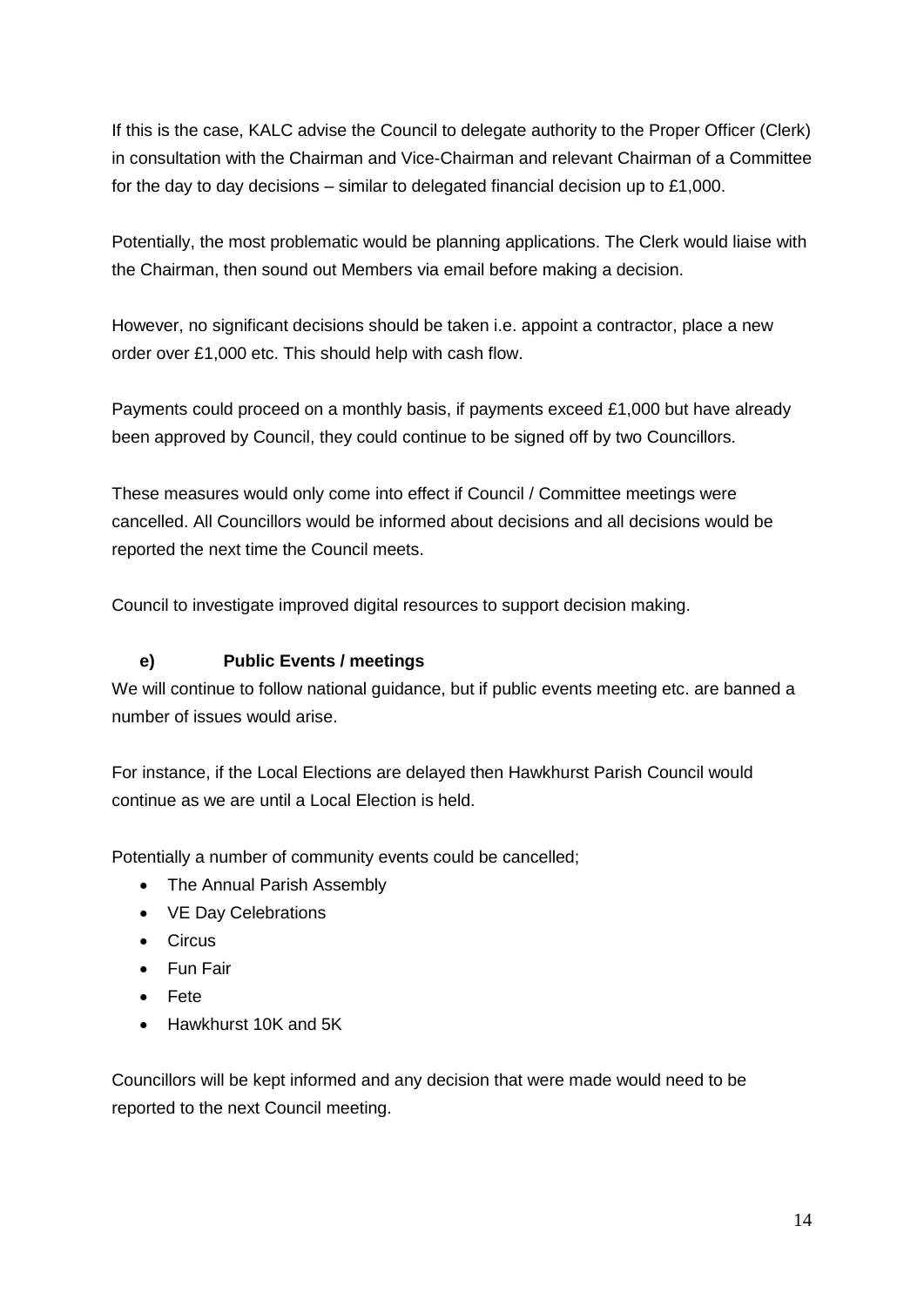If this is the case, KALC advise the Council to delegate authority to the Proper Officer (Clerk) in consultation with the Chairman and Vice-Chairman and relevant Chairman of a Committee for the day to day decisions – similar to delegated financial decision up to £1,000.

Potentially, the most problematic would be planning applications. The Clerk would liaise with the Chairman, then sound out Members via email before making a decision.

However, no significant decisions should be taken i.e. appoint a contractor, place a new order over £1,000 etc. This should help with cash flow.

Payments could proceed on a monthly basis, if payments exceed £1,000 but have already been approved by Council, they could continue to be signed off by two Councillors.

These measures would only come into effect if Council / Committee meetings were cancelled. All Councillors would be informed about decisions and all decisions would be reported the next time the Council meets.

Council to investigate improved digital resources to support decision making.

### e) Public Events / meetings

We will continue to follow national guidance, but if public events meeting etc. are banned a number of issues would arise.

For instance, if the Local Elections are delayed then Hawkhurst Parish Council would continue as we are until a Local Election is held.

Potentially a number of community events could be cancelled;

- The Annual Parish Assembly
- VE Day Celebrations
- Circus
- Fun Fair
- Fete
- Hawkhurst 10K and 5K

Councillors will be kept informed and any decision that were made would need to be reported to the next Council meeting.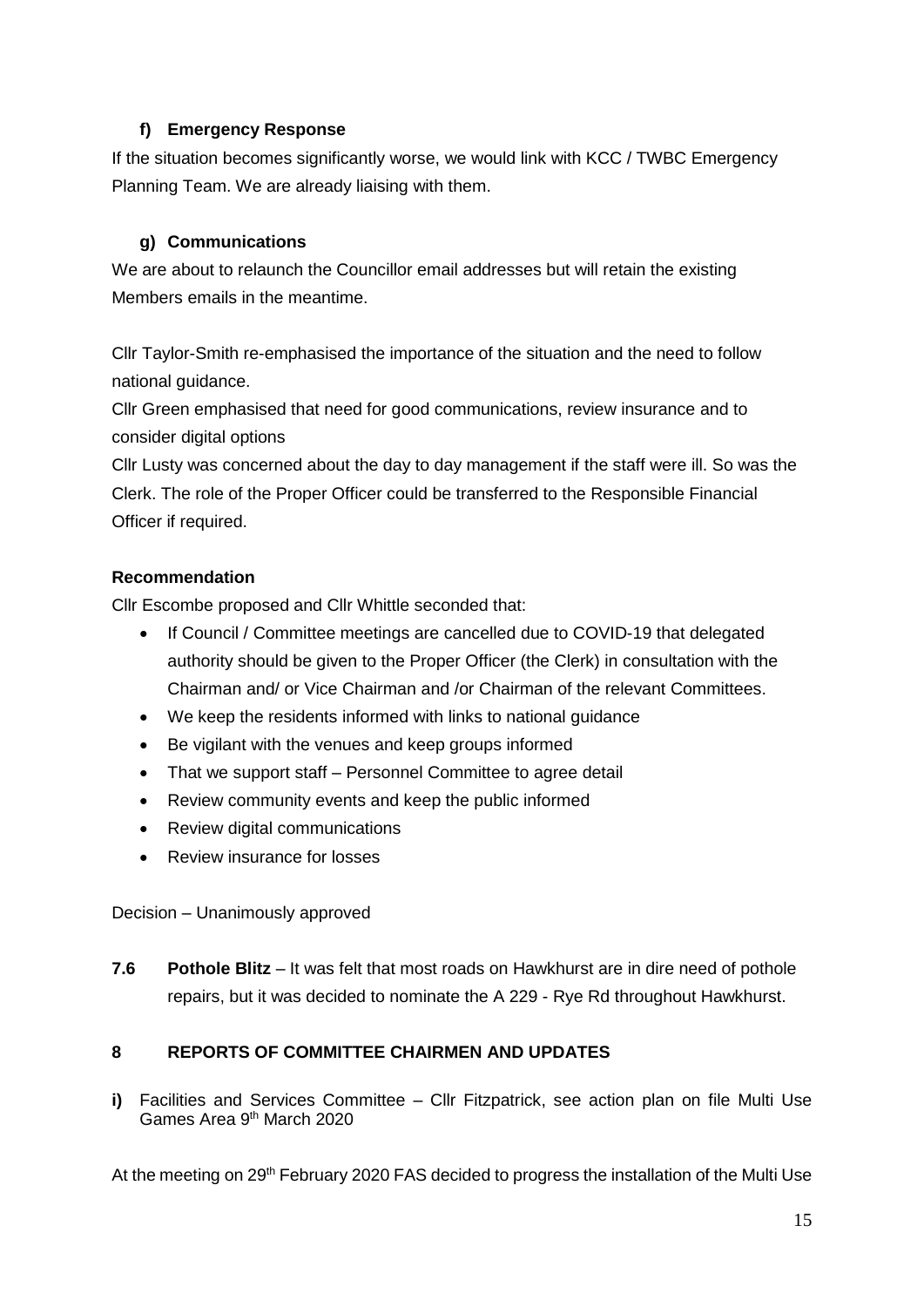### f) Emergency Response

If the situation becomes significantly worse, we would link with KCC / TWBC Emergency Planning Team. We are already liaising with them.

### g) Communications

We are about to relaunch the Councillor email addresses but will retain the existing Members emails in the meantime.

Cllr Taylor-Smith re-emphasised the importance of the situation and the need to follow national guidance.

Cllr Green emphasised that need for good communications, review insurance and to consider digital options

Cllr Lusty was concerned about the day to day management if the staff were ill. So was the Clerk. The role of the Proper Officer could be transferred to the Responsible Financial Officer if required.

**Recommendation**

Cllr Escombe proposed and Cllr Whittle seconded that:

- If Council / Committee meetings are cancelled due to COVID-19 that delegated authority should be given to the Proper Officer (the Clerk) in consultation with the Chairman and/ or Vice Chairman and /or Chairman of the relevant Committees.
- We keep the residents informed with links to national guidance
- Be vigilant with the venues and keep groups informed
- That we support staff – Personnel Committee to agree detail
- Review community events and keep the public informed
- Review digital communications
- Review insurance for losses

Decision – Unanimously approved

**7.6 Pothole Blitz** – It was felt that most roads on Hawkhurst are in dire need of pothole repairs, but it was decided to nominate the A 229 - Rye Rd throughout Hawkhurst.

## 8 REPORTS OF COMMITTEE CHAIRMEN AND UPDATES

**i)** Facilities and Services Committee – Cllr Fitzpatrick, see action plan on file Multi Use Games Area 9th March 2020

At the meeting on 29th February 2020 FAS decided to progress the installation of the Multi Use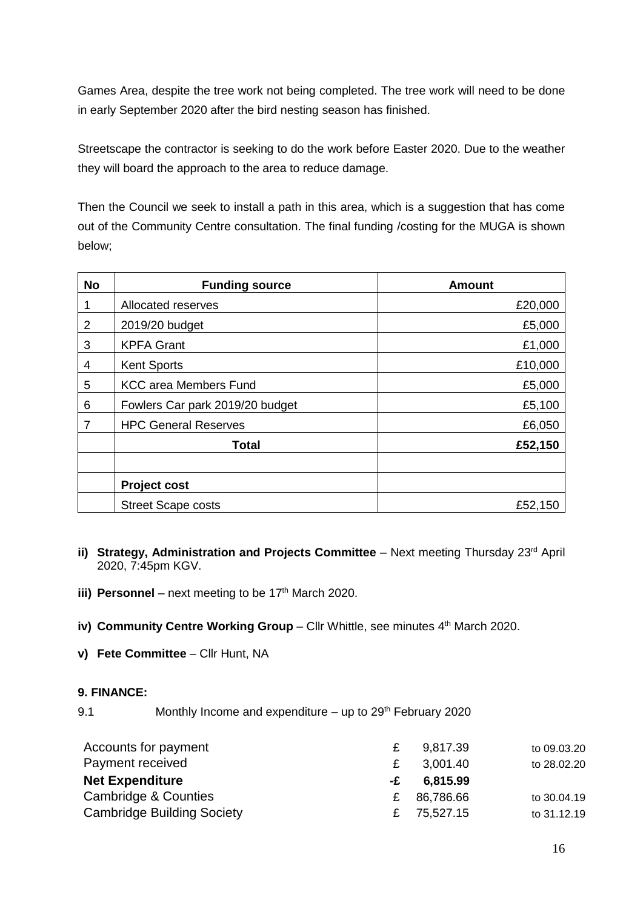Games Area, despite the tree work not being completed. The tree work will need to be done in early September 2020 after the bird nesting season has finished.

Streetscape the contractor is seeking to do the work before Easter 2020. Due to the weather they will board the approach to the area to reduce damage.

Then the Council we seek to install a path in this area, which is a suggestion that has come out of the Community Centre consultation. The final funding /costing for the MUGA is shown below;

| No | Funding source | Amount |
|---|---|---|
| 1 | Allocated reserves | £20,000 |
| 2 | 2019/20 budget | £5,000 |
| 3 | KPFA Grant | £1,000 |
| 4 | Kent Sports | £10,000 |
| 5 | KCC area Members Fund | £5,000 |
| 6 | Fowlers Car park 2019/20 budget | £5,100 |
| 7 | HPC General Reserves | £6,050 |
| | **Total** | **£52,150** |
| | | |
| | **Project cost** | |
| | Street Scape costs | £52,150 |

ii) **Strategy, Administration and Projects Committee** – Next meeting Thursday 23rd April 2020, 7:45pm KGV.

iii) **Personnel** – next meeting to be 17th March 2020.

iv) **Community Centre Working Group** – Cllr Whittle, see minutes 4th March 2020.

v) **Fete Committee** – Cllr Hunt, NA

**9. FINANCE:**

9.1 Monthly Income and expenditure – up to 29th February 2020

| | | | |
|---|---|---|---|
| Accounts for payment | £ | 9,817.39 | to 09.03.20 |
| Payment received | £ | 3,001.40 | to 28.02.20 |
| **Net Expenditure** | **-£** | **6,815.99** | |
| Cambridge & Counties | £ | 86,786.66 | to 30.04.19 |
| Cambridge Building Society | £ | 75,527.15 | to 31.12.19 |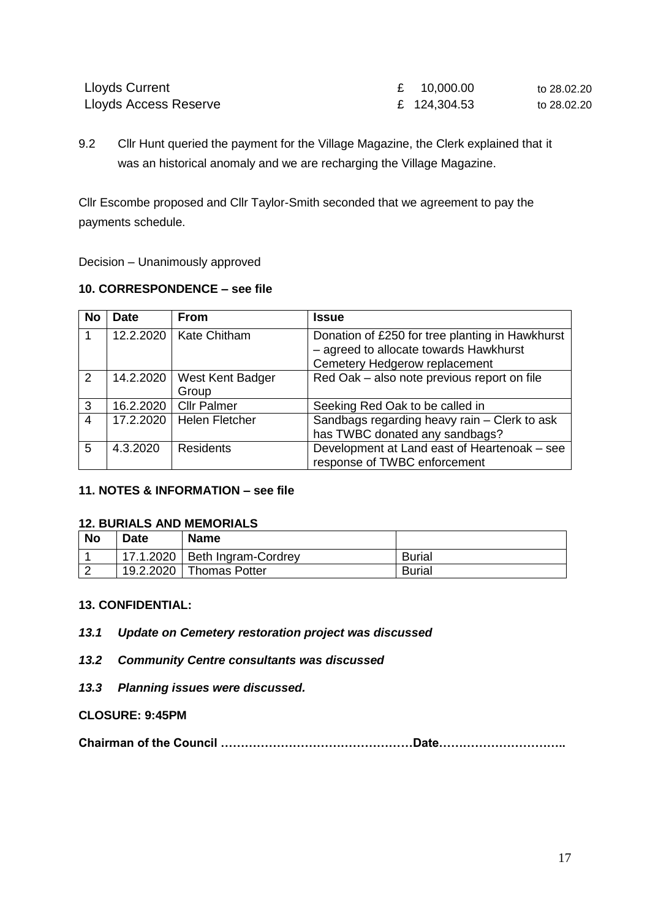| | | |
|---|---|---|
| Lloyds Current | £ 10,000.00 | to 28.02.20 |
| Lloyds Access Reserve | £ 124,304.53 | to 28.02.20 |

9.2 Cllr Hunt queried the payment for the Village Magazine, the Clerk explained that it was an historical anomaly and we are recharging the Village Magazine.

Cllr Escombe proposed and Cllr Taylor-Smith seconded that we agreement to pay the payments schedule.

Decision – Unanimously approved

**10. CORRESPONDENCE – see file**

| No | Date | From | Issue |
|---|---|---|---|
| 1 | 12.2.2020 | Kate Chitham | Donation of £250 for tree planting in Hawkhurst – agreed to allocate towards Hawkhurst Cemetery Hedgerow replacement |
| 2 | 14.2.2020 | West Kent Badger Group | Red Oak – also note previous report on file |
| 3 | 16.2.2020 | Cllr Palmer | Seeking Red Oak to be called in |
| 4 | 17.2.2020 | Helen Fletcher | Sandbags regarding heavy rain – Clerk to ask has TWBC donated any sandbags? |
| 5 | 4.3.2020 | Residents | Development at Land east of Heartenoak – see response of TWBC enforcement |

**11. NOTES & INFORMATION – see file**

**12. BURIALS AND MEMORIALS**

| No | Date | Name | |
|---|---|---|---|
| 1 | 17.1.2020 | Beth Ingram-Cordrey | Burial |
| 2 | 19.2.2020 | Thomas Potter | Burial |

**13. CONFIDENTIAL:**

***13.1 Update on Cemetery restoration project was discussed***

***13.2 Community Centre consultants was discussed***

***13.3 Planning issues were discussed.***

**CLOSURE: 9:45PM**

**Chairman of the Council …………………………………………Date…………………………..**